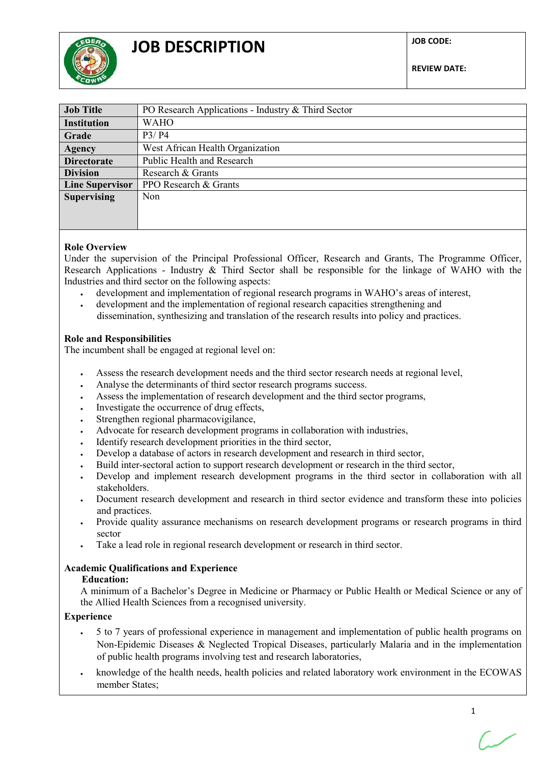# JOB DESCRIPTION

| JOB CODE: |
|---|
| REVIEW DATE: |

| | |
|---|---|
| **Job Title** | PO Research Applications - Industry & Third Sector |
| **Institution** | WAHO |
| **Grade** | P3/ P4 |
| **Agency** | West African Health Organization |
| **Directorate** | Public Health and Research |
| **Division** | Research & Grants |
| **Line Supervisor** | PPO Research & Grants |
| **Supervising** | Non |

**Role Overview**

Under the supervision of the Principal Professional Officer, Research and Grants, The Programme Officer, Research Applications - Industry & Third Sector shall be responsible for the linkage of WAHO with the Industries and third sector on the following aspects:

- development and implementation of regional research programs in WAHO's areas of interest,
- development and the implementation of regional research capacities strengthening and dissemination, synthesizing and translation of the research results into policy and practices.

**Role and Responsibilities**

The incumbent shall be engaged at regional level on:

- Assess the research development needs and the third sector research needs at regional level,
- Analyse the determinants of third sector research programs success.
- Assess the implementation of research development and the third sector programs,
- Investigate the occurrence of drug effects,
- Strengthen regional pharmacovigilance,
- Advocate for research development programs in collaboration with industries,
- Identify research development priorities in the third sector,
- Develop a database of actors in research development and research in third sector,
- Build inter-sectoral action to support research development or research in the third sector,
- Develop and implement research development programs in the third sector in collaboration with all stakeholders.
- Document research development and research in third sector evidence and transform these into policies and practices.
- Provide quality assurance mechanisms on research development programs or research programs in third sector
- Take a lead role in regional research development or research in third sector.

**Academic Qualifications and Experience**

**Education:**

A minimum of a Bachelor's Degree in Medicine or Pharmacy or Public Health or Medical Science or any of the Allied Health Sciences from a recognised university.

**Experience**

- 5 to 7 years of professional experience in management and implementation of public health programs on Non-Epidemic Diseases & Neglected Tropical Diseases, particularly Malaria and in the implementation of public health programs involving test and research laboratories,
- knowledge of the health needs, health policies and related laboratory work environment in the ECOWAS member States;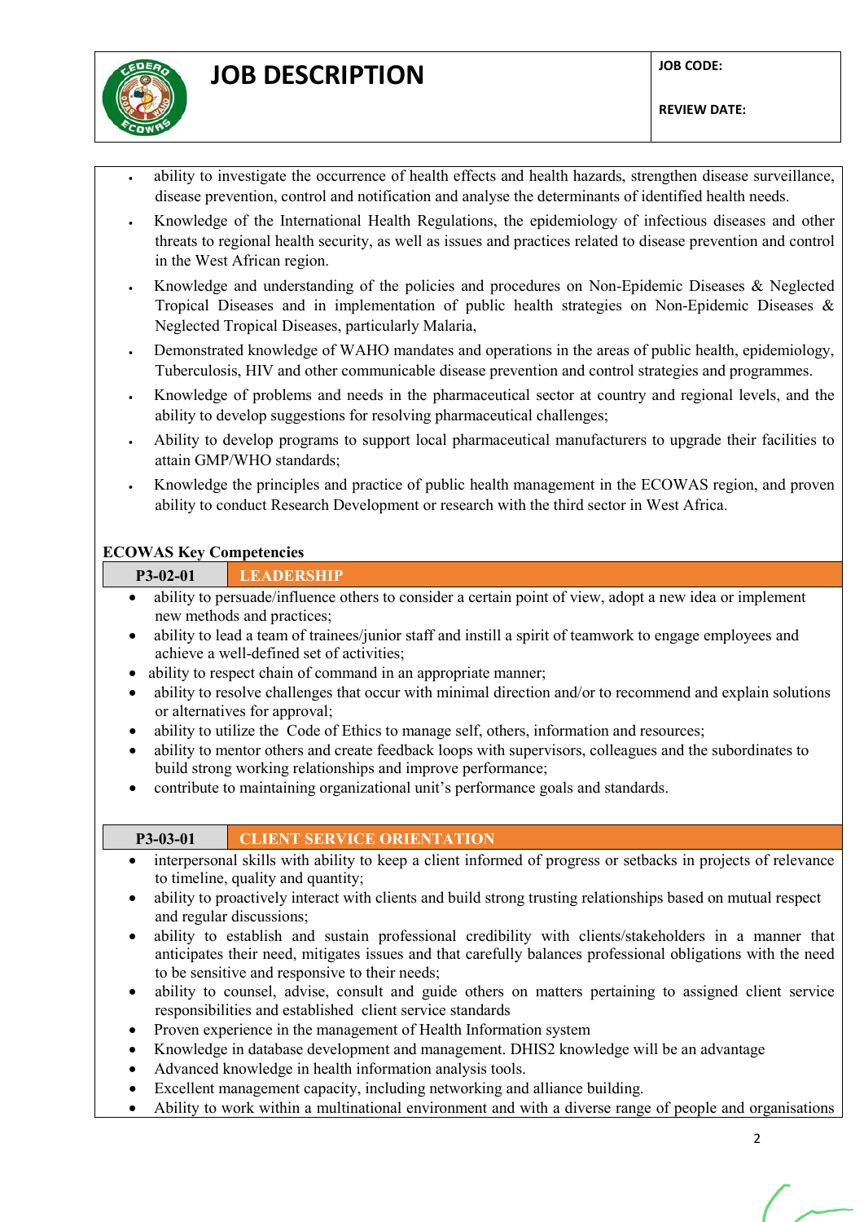- ability to investigate the occurrence of health effects and health hazards, strengthen disease surveillance, disease prevention, control and notification and analyse the determinants of identified health needs.
- Knowledge of the International Health Regulations, the epidemiology of infectious diseases and other threats to regional health security, as well as issues and practices related to disease prevention and control in the West African region.
- Knowledge and understanding of the policies and procedures on Non-Epidemic Diseases & Neglected Tropical Diseases and in implementation of public health strategies on Non-Epidemic Diseases & Neglected Tropical Diseases, particularly Malaria,
- Demonstrated knowledge of WAHO mandates and operations in the areas of public health, epidemiology, Tuberculosis, HIV and other communicable disease prevention and control strategies and programmes.
- Knowledge of problems and needs in the pharmaceutical sector at country and regional levels, and the ability to develop suggestions for resolving pharmaceutical challenges;
- Ability to develop programs to support local pharmaceutical manufacturers to upgrade their facilities to attain GMP/WHO standards;
- Knowledge the principles and practice of public health management in the ECOWAS region, and proven ability to conduct Research Development or research with the third sector in West Africa.

**ECOWAS Key Competencies**

| P3-02-01 | LEADERSHIP |
|---|---|

- ability to persuade/influence others to consider a certain point of view, adopt a new idea or implement new methods and practices;
- ability to lead a team of trainees/junior staff and instill a spirit of teamwork to engage employees and achieve a well-defined set of activities;
- ability to respect chain of command in an appropriate manner;
- ability to resolve challenges that occur with minimal direction and/or to recommend and explain solutions or alternatives for approval;
- ability to utilize the Code of Ethics to manage self, others, information and resources;
- ability to mentor others and create feedback loops with supervisors, colleagues and the subordinates to build strong working relationships and improve performance;
- contribute to maintaining organizational unit's performance goals and standards.

| P3-03-01 | CLIENT SERVICE ORIENTATION |
|---|---|

- interpersonal skills with ability to keep a client informed of progress or setbacks in projects of relevance to timeline, quality and quantity;
- ability to proactively interact with clients and build strong trusting relationships based on mutual respect and regular discussions;
- ability to establish and sustain professional credibility with clients/stakeholders in a manner that anticipates their need, mitigates issues and that carefully balances professional obligations with the need to be sensitive and responsive to their needs;
- ability to counsel, advise, consult and guide others on matters pertaining to assigned client service responsibilities and established client service standards
- Proven experience in the management of Health Information system
- Knowledge in database development and management. DHIS2 knowledge will be an advantage
- Advanced knowledge in health information analysis tools.
- Excellent management capacity, including networking and alliance building.
- Ability to work within a multinational environment and with a diverse range of people and organisations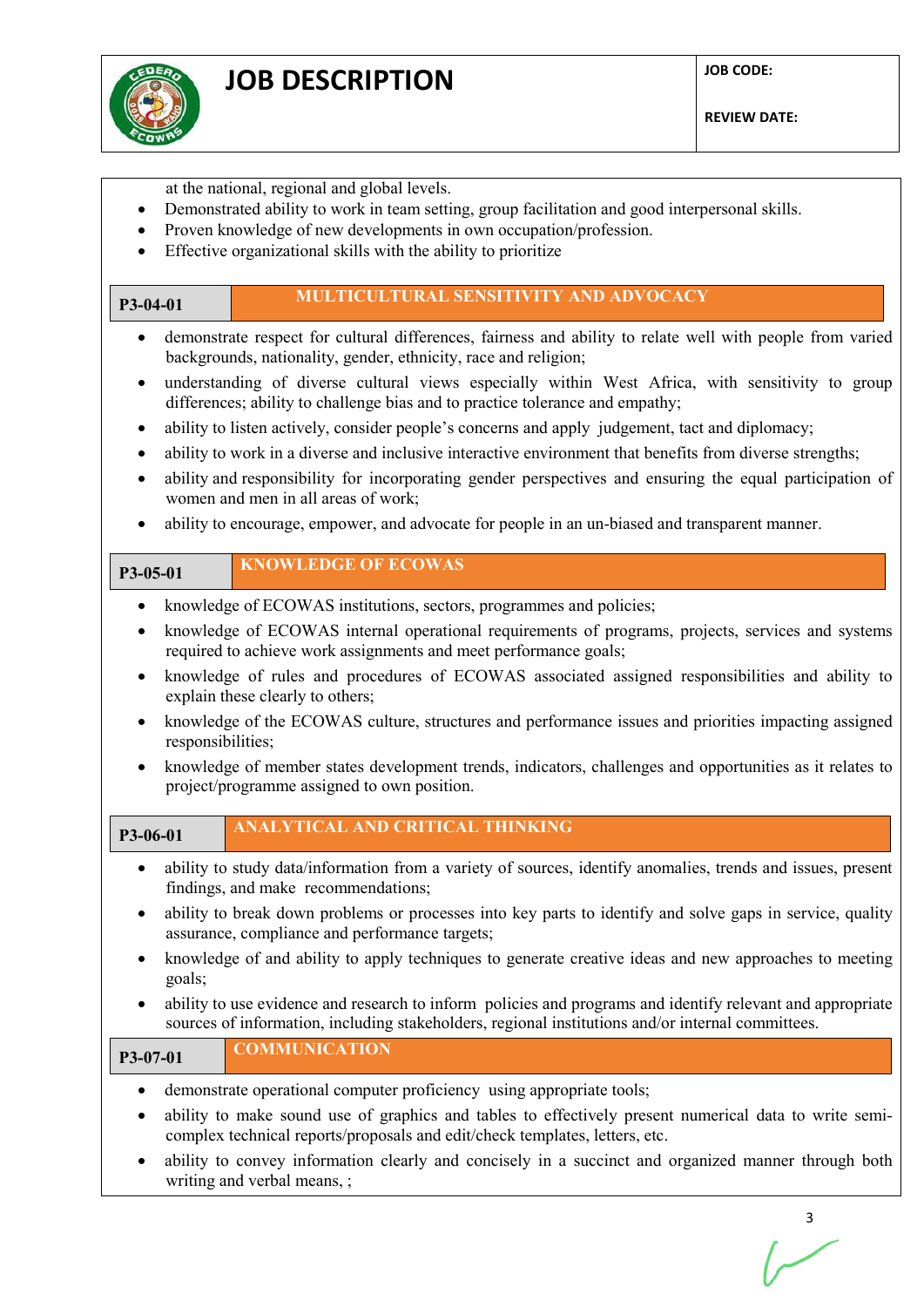at the national, regional and global levels.

- Demonstrated ability to work in team setting, group facilitation and good interpersonal skills.
- Proven knowledge of new developments in own occupation/profession.
- Effective organizational skills with the ability to prioritize

| P3-04-01 | MULTICULTURAL SENSITIVITY AND ADVOCACY |
|---|---|

- demonstrate respect for cultural differences, fairness and ability to relate well with people from varied backgrounds, nationality, gender, ethnicity, race and religion;
- understanding of diverse cultural views especially within West Africa, with sensitivity to group differences; ability to challenge bias and to practice tolerance and empathy;
- ability to listen actively, consider people's concerns and apply judgement, tact and diplomacy;
- ability to work in a diverse and inclusive interactive environment that benefits from diverse strengths;
- ability and responsibility for incorporating gender perspectives and ensuring the equal participation of women and men in all areas of work;
- ability to encourage, empower, and advocate for people in an un-biased and transparent manner.

| P3-05-01 | KNOWLEDGE OF ECOWAS |
|---|---|

- knowledge of ECOWAS institutions, sectors, programmes and policies;
- knowledge of ECOWAS internal operational requirements of programs, projects, services and systems required to achieve work assignments and meet performance goals;
- knowledge of rules and procedures of ECOWAS associated assigned responsibilities and ability to explain these clearly to others;
- knowledge of the ECOWAS culture, structures and performance issues and priorities impacting assigned responsibilities;
- knowledge of member states development trends, indicators, challenges and opportunities as it relates to project/programme assigned to own position.

| P3-06-01 | ANALYTICAL AND CRITICAL THINKING |
|---|---|

- ability to study data/information from a variety of sources, identify anomalies, trends and issues, present findings, and make recommendations;
- ability to break down problems or processes into key parts to identify and solve gaps in service, quality assurance, compliance and performance targets;
- knowledge of and ability to apply techniques to generate creative ideas and new approaches to meeting goals;
- ability to use evidence and research to inform policies and programs and identify relevant and appropriate sources of information, including stakeholders, regional institutions and/or internal committees.

| P3-07-01 | COMMUNICATION |
|---|---|

- demonstrate operational computer proficiency using appropriate tools;
- ability to make sound use of graphics and tables to effectively present numerical data to write semi-complex technical reports/proposals and edit/check templates, letters, etc.
- ability to convey information clearly and concisely in a succinct and organized manner through both writing and verbal means, ;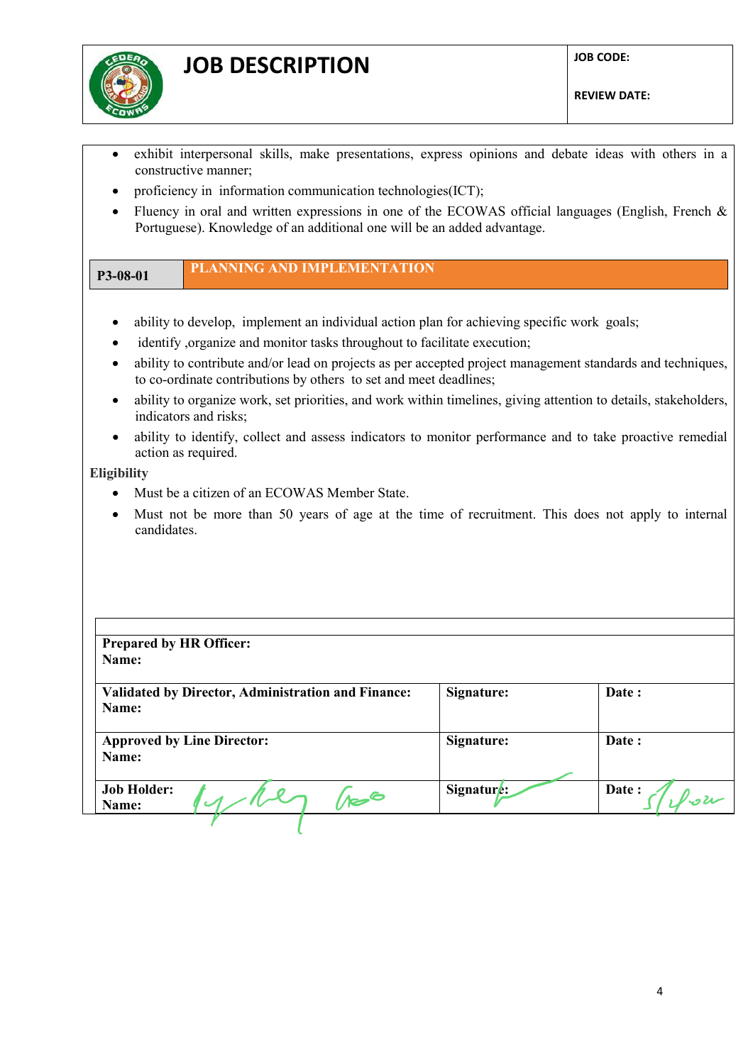# JOB DESCRIPTION

**JOB CODE:**

**REVIEW DATE:**

- exhibit interpersonal skills, make presentations, express opinions and debate ideas with others in a constructive manner;
- proficiency in information communication technologies(ICT);
- Fluency in oral and written expressions in one of the ECOWAS official languages (English, French & Portuguese). Knowledge of an additional one will be an added advantage.

| | |
|---|---|
| **P3-08-01** | **PLANNING AND IMPLEMENTATION** |

- ability to develop, implement an individual action plan for achieving specific work goals;
- identify ,organize and monitor tasks throughout to facilitate execution;
- ability to contribute and/or lead on projects as per accepted project management standards and techniques, to co-ordinate contributions by others to set and meet deadlines;
- ability to organize work, set priorities, and work within timelines, giving attention to details, stakeholders, indicators and risks;
- ability to identify, collect and assess indicators to monitor performance and to take proactive remedial action as required.

**Eligibility**

- Must be a citizen of an ECOWAS Member State.
- Must not be more than 50 years of age at the time of recruitment. This does not apply to internal candidates.

| | | |
|---|---|---|
| **Prepared by HR Officer:**<br>**Name:** | | |
| **Validated by Director, Administration and Finance:**<br>**Name:** | **Signature:** | **Date :** |
| **Approved by Line Director:**<br>**Name:** | **Signature:** | **Date :** |
| **Job Holder:**<br>**Name:** | **Signature:** | **Date :** |